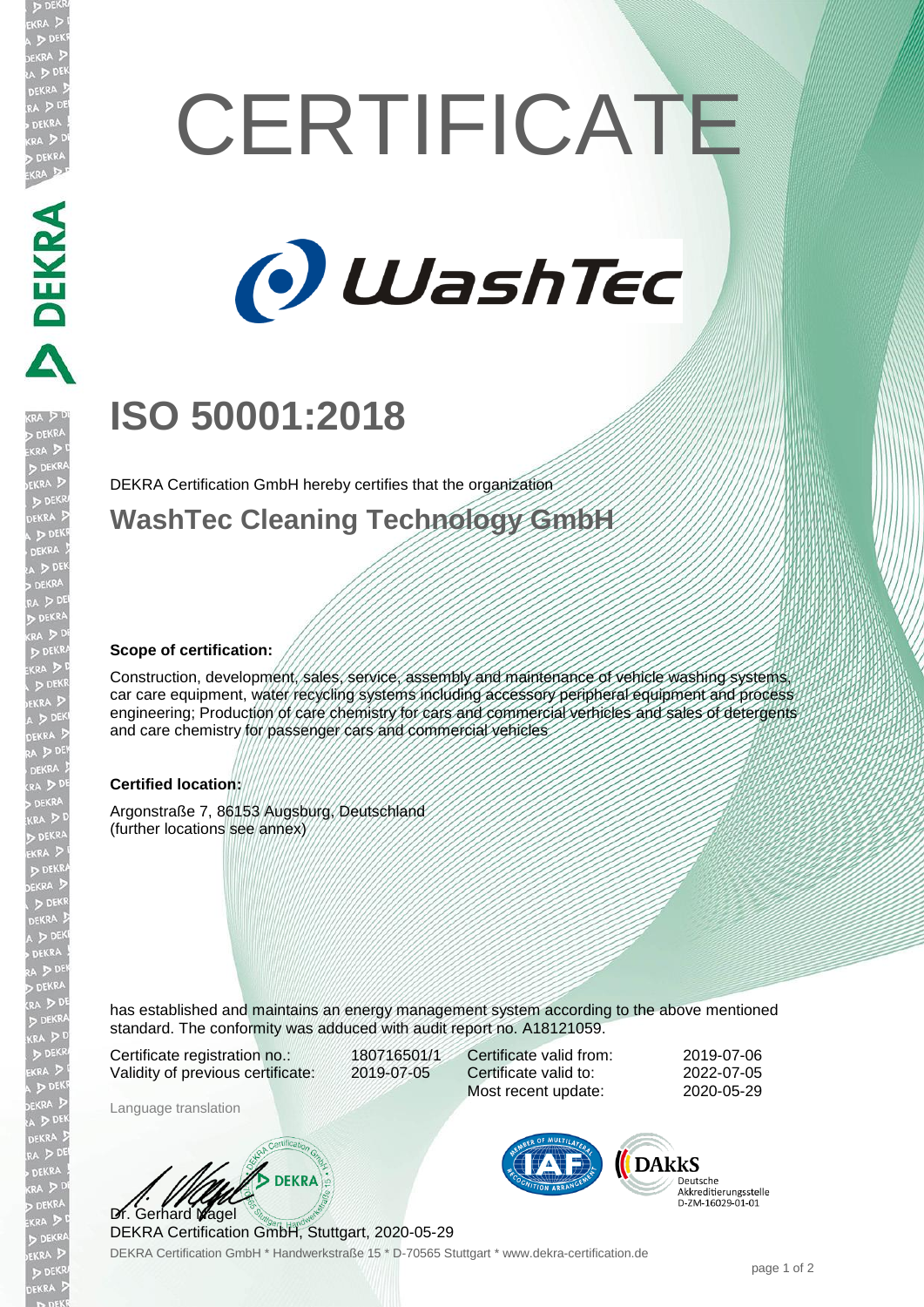# CERTIFICATE

WashTec

## ISO 50001:2018

DEKRA Certification GmbH hereby certifies that the organization

### WashTec Cleaning Technology GmbH

**Scope of certification:**

Construction, development, sales, service, assembly and maintenance of vehicle washing systems, car care equipment, water recycling systems including accessory peripheral equipment and process engineering; Production of care chemistry for cars and commercial verhicles and sales of detergents and care chemistry for passenger cars and commercial vehicles

**Certified location:**

Argonstraße 7, 86153 Augsburg, Deutschland
(further locations see annex)

has established and maintains an energy management system according to the above mentioned standard. The conformity was adduced with audit report no. A18121059.

| | | | |
|---|---|---|---|
| Certificate registration no.: | 180716501/1 | Certificate valid from: | 2019-07-06 |
| Validity of previous certificate: | 2019-07-05 | Certificate valid to: | 2022-07-05 |
| | | Most recent update: | 2020-05-29 |

Language translation

Dr. Gerhard Nagel
DEKRA Certification GmbH, Stuttgart, 2020-05-29

DAkkS Deutsche Akkreditierungsstelle D-ZM-16029-01-01

DEKRA Certification GmbH * Handwerkstraße 15 * D-70565 Stuttgart * www.dekra-certification.de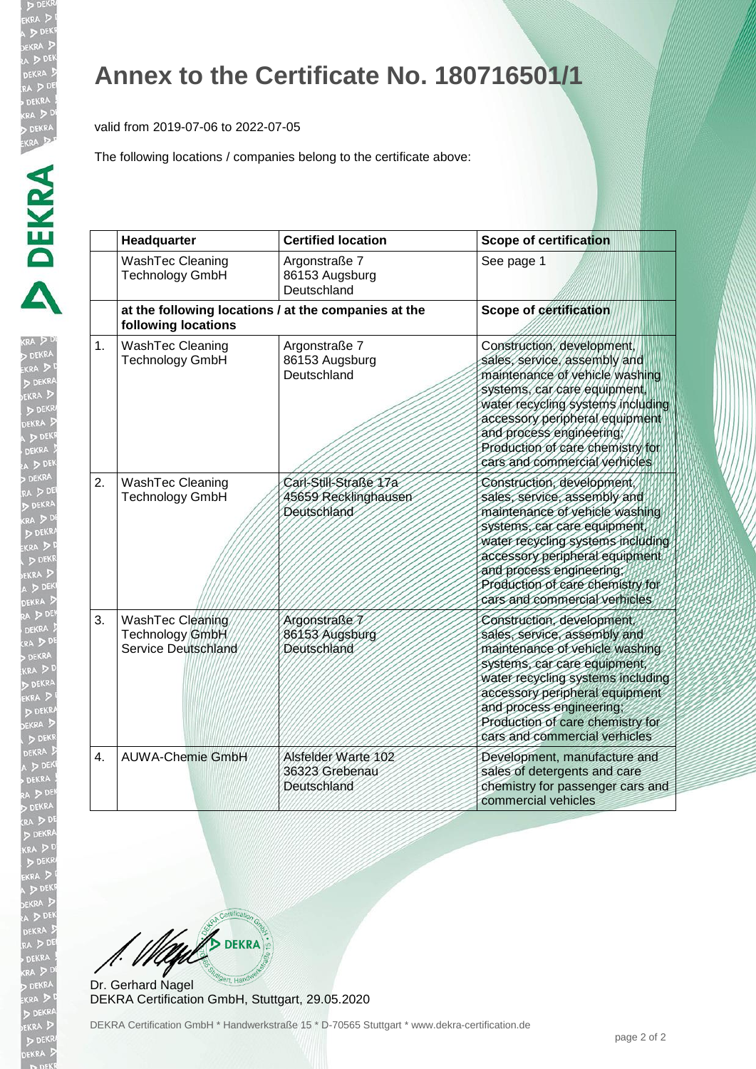# Annex to the Certificate No. 180716501/1

valid from 2019-07-06 to 2022-07-05

The following locations / companies belong to the certificate above:

| | Headquarter | Certified location | Scope of certification |
|---|---|---|---|
| | WashTec Cleaning Technology GmbH | Argonstraße 7<br>86153 Augsburg<br>Deutschland | See page 1 |
| | **at the following locations / at the companies at the following locations** | | **Scope of certification** |
| 1. | WashTec Cleaning Technology GmbH | Argonstraße 7<br>86153 Augsburg<br>Deutschland | Construction, development, sales, service, assembly and maintenance of vehicle washing systems, car care equipment, water recycling systems including accessory peripheral equipment and process engineering;<br>Production of care chemistry for cars and commercial verhicles |
| 2. | WashTec Cleaning Technology GmbH | Carl-Still-Straße 17a<br>45659 Recklinghausen<br>Deutschland | Construction, development, sales, service, assembly and maintenance of vehicle washing systems, car care equipment, water recycling systems including accessory peripheral equipment and process engineering;<br>Production of care chemistry for cars and commercial verhicles |
| 3. | WashTec Cleaning Technology GmbH Service Deutschland | Argonstraße 7<br>86153 Augsburg<br>Deutschland | Construction, development, sales, service, assembly and maintenance of vehicle washing systems, car care equipment, water recycling systems including accessory peripheral equipment and process engineering;<br>Production of care chemistry for cars and commercial verhicles |
| 4. | AUWA-Chemie GmbH | Alsfelder Warte 102<br>36323 Grebenau<br>Deutschland | Development, manufacture and sales of detergents and care chemistry for passenger cars and commercial vehicles |

Dr. Gerhard Nagel
DEKRA Certification GmbH, Stuttgart, 29.05.2020

DEKRA Certification GmbH * Handwerkstraße 15 * D-70565 Stuttgart * www.dekra-certification.de